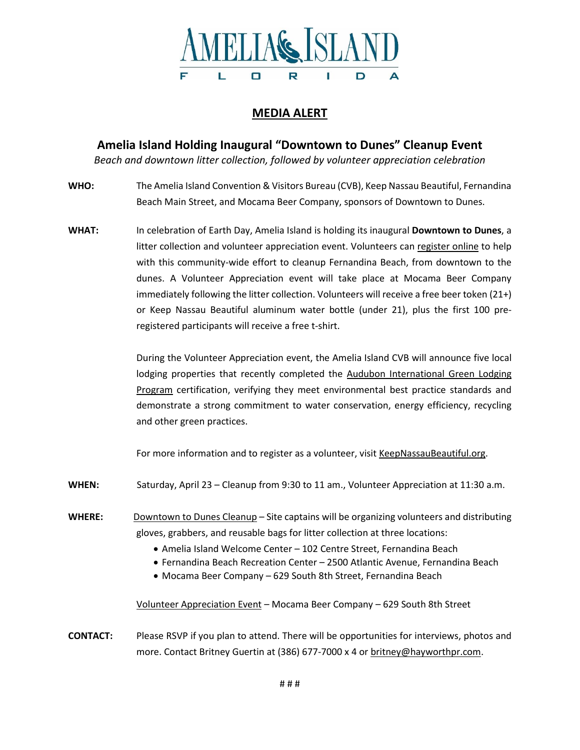# AMELIA ISLAND

FLORIDA

## MEDIA ALERT

### Amelia Island Holding Inaugural "Downtown to Dunes" Cleanup Event

*Beach and downtown litter collection, followed by volunteer appreciation celebration*

**WHO:** The Amelia Island Convention & Visitors Bureau (CVB), Keep Nassau Beautiful, Fernandina Beach Main Street, and Mocama Beer Company, sponsors of Downtown to Dunes.

**WHAT:** In celebration of Earth Day, Amelia Island is holding its inaugural **Downtown to Dunes**, a litter collection and volunteer appreciation event. Volunteers can register online to help with this community-wide effort to cleanup Fernandina Beach, from downtown to the dunes. A Volunteer Appreciation event will take place at Mocama Beer Company immediately following the litter collection. Volunteers will receive a free beer token (21+) or Keep Nassau Beautiful aluminum water bottle (under 21), plus the first 100 pre-registered participants will receive a free t-shirt.

During the Volunteer Appreciation event, the Amelia Island CVB will announce five local lodging properties that recently completed the Audubon International Green Lodging Program certification, verifying they meet environmental best practice standards and demonstrate a strong commitment to water conservation, energy efficiency, recycling and other green practices.

For more information and to register as a volunteer, visit KeepNassauBeautiful.org.

**WHEN:** Saturday, April 23 – Cleanup from 9:30 to 11 am., Volunteer Appreciation at 11:30 a.m.

**WHERE:** Downtown to Dunes Cleanup – Site captains will be organizing volunteers and distributing gloves, grabbers, and reusable bags for litter collection at three locations:

- Amelia Island Welcome Center – 102 Centre Street, Fernandina Beach
- Fernandina Beach Recreation Center – 2500 Atlantic Avenue, Fernandina Beach
- Mocama Beer Company – 629 South 8th Street, Fernandina Beach

Volunteer Appreciation Event – Mocama Beer Company – 629 South 8th Street

**CONTACT:** Please RSVP if you plan to attend. There will be opportunities for interviews, photos and more. Contact Britney Guertin at (386) 677-7000 x 4 or britney@hayworthpr.com.

# # #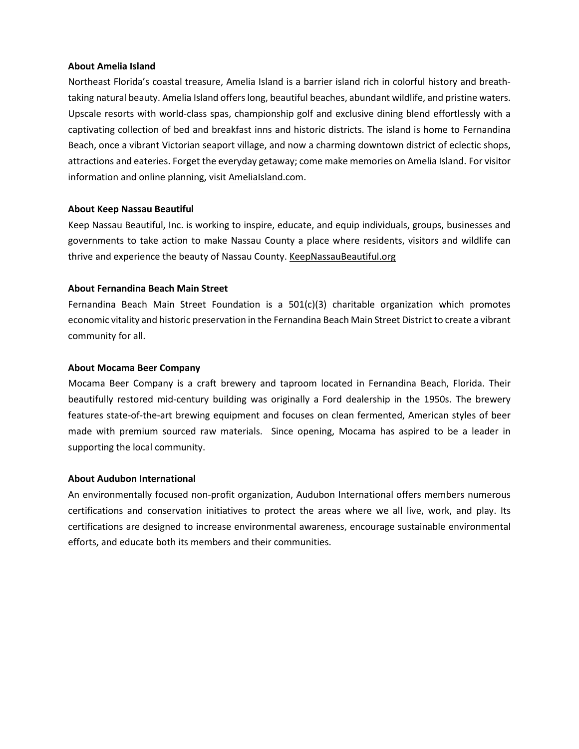**About Amelia Island**

Northeast Florida's coastal treasure, Amelia Island is a barrier island rich in colorful history and breath-taking natural beauty. Amelia Island offers long, beautiful beaches, abundant wildlife, and pristine waters. Upscale resorts with world-class spas, championship golf and exclusive dining blend effortlessly with a captivating collection of bed and breakfast inns and historic districts. The island is home to Fernandina Beach, once a vibrant Victorian seaport village, and now a charming downtown district of eclectic shops, attractions and eateries. Forget the everyday getaway; come make memories on Amelia Island. For visitor information and online planning, visit AmeliaIsland.com.

**About Keep Nassau Beautiful**

Keep Nassau Beautiful, Inc. is working to inspire, educate, and equip individuals, groups, businesses and governments to take action to make Nassau County a place where residents, visitors and wildlife can thrive and experience the beauty of Nassau County. KeepNassauBeautiful.org

**About Fernandina Beach Main Street**

Fernandina Beach Main Street Foundation is a 501(c)(3) charitable organization which promotes economic vitality and historic preservation in the Fernandina Beach Main Street District to create a vibrant community for all.

**About Mocama Beer Company**

Mocama Beer Company is a craft brewery and taproom located in Fernandina Beach, Florida. Their beautifully restored mid-century building was originally a Ford dealership in the 1950s. The brewery features state-of-the-art brewing equipment and focuses on clean fermented, American styles of beer made with premium sourced raw materials. Since opening, Mocama has aspired to be a leader in supporting the local community.

**About Audubon International**

An environmentally focused non-profit organization, Audubon International offers members numerous certifications and conservation initiatives to protect the areas where we all live, work, and play. Its certifications are designed to increase environmental awareness, encourage sustainable environmental efforts, and educate both its members and their communities.